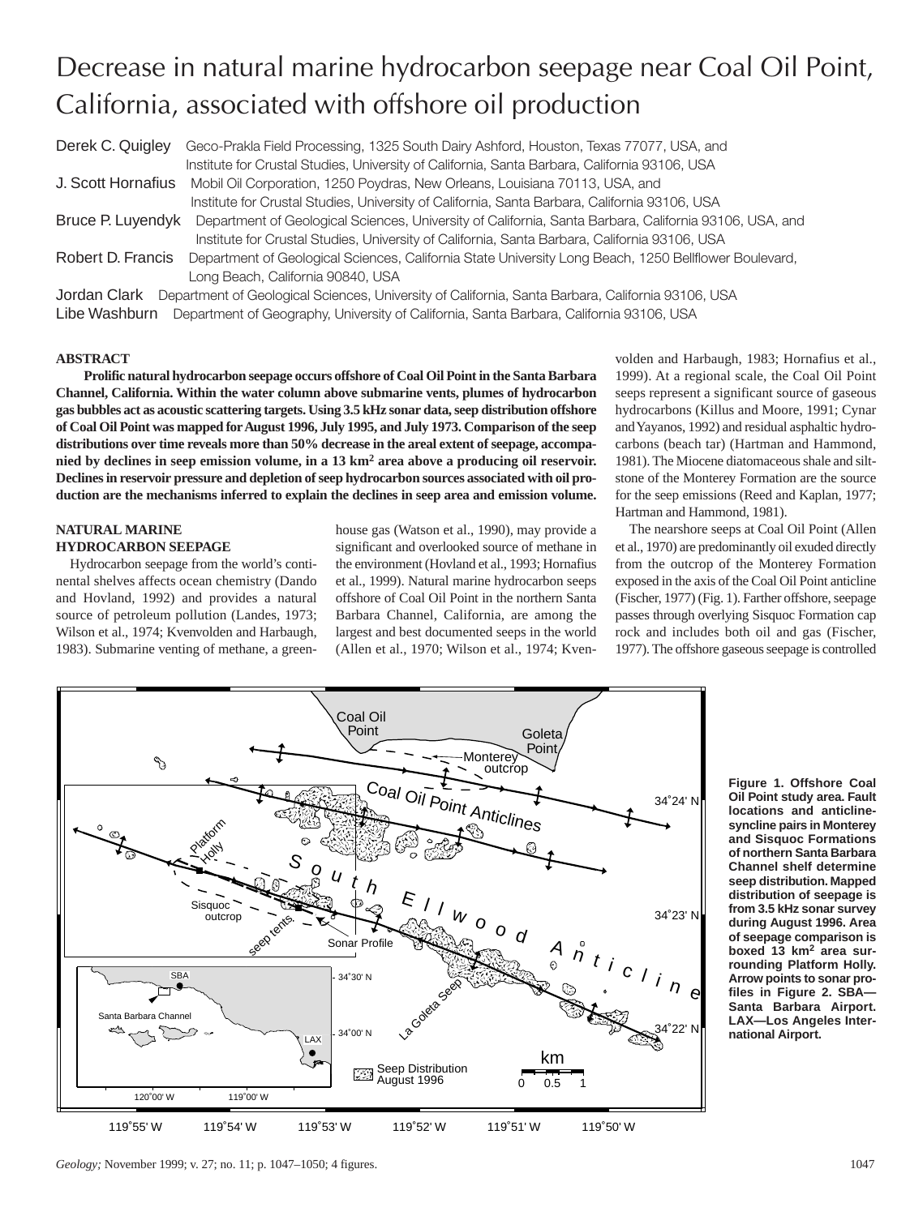# Decrease in natural marine hydrocarbon seepage near Coal Oil Point, California, associated with offshore oil production

**Derek C. Quigley** Geco-Prakla Field Processing, 1325 South Dairy Ashford, Houston, Texas 77077, USA, and Institute for Crustal Studies, University of California, Santa Barbara, California 93106, USA

**J. Scott Hornafius** Mobil Oil Corporation, 1250 Poydras, New Orleans, Louisiana 70113, USA, and Institute for Crustal Studies, University of California, Santa Barbara, California 93106, USA

**Bruce P. Luyendyk** Department of Geological Sciences, University of California, Santa Barbara, California 93106, USA, and Institute for Crustal Studies, University of California, Santa Barbara, California 93106, USA

**Robert D. Francis** Department of Geological Sciences, California State University Long Beach, 1250 Bellflower Boulevard, Long Beach, California 90840, USA

**Jordan Clark** Department of Geological Sciences, University of California, Santa Barbara, California 93106, USA

**Libe Washburn** Department of Geography, University of California, Santa Barbara, California 93106, USA

## ABSTRACT

**Prolific natural hydrocarbon seepage occurs offshore of Coal Oil Point in the Santa Barbara Channel, California. Within the water column above submarine vents, plumes of hydrocarbon gas bubbles act as acoustic scattering targets. Using 3.5 kHz sonar data, seep distribution offshore of Coal Oil Point was mapped for August 1996, July 1995, and July 1973. Comparison of the seep distributions over time reveals more than 50% decrease in the areal extent of seepage, accompanied by declines in seep emission volume, in a 13 km$^2$ area above a producing oil reservoir. Declines in reservoir pressure and depletion of seep hydrocarbon sources associated with oil production are the mechanisms inferred to explain the declines in seep area and emission volume.**

## NATURAL MARINE HYDROCARBON SEEPAGE

Hydrocarbon seepage from the world's continental shelves affects ocean chemistry (Dando and Hovland, 1992) and provides a natural source of petroleum pollution (Landes, 1973; Wilson et al., 1974; Kvenvolden and Harbaugh, 1983). Submarine venting of methane, a greenhouse gas (Watson et al., 1990), may provide a significant and overlooked source of methane in the environment (Hovland et al., 1993; Hornafius et al., 1999). Natural marine hydrocarbon seeps offshore of Coal Oil Point in the northern Santa Barbara Channel, California, are among the largest and best documented seeps in the world (Allen et al., 1970; Wilson et al., 1974; Kvenvolden and Harbaugh, 1983; Hornafius et al., 1999). At a regional scale, the Coal Oil Point seeps represent a significant source of gaseous hydrocarbons (Killus and Moore, 1991; Cynar and Yayanos, 1992) and residual asphaltic hydrocarbons (beach tar) (Hartman and Hammond, 1981). The Miocene diatomaceous shale and siltstone of the Monterey Formation are the source for the seep emissions (Reed and Kaplan, 1977; Hartman and Hammond, 1981).

The nearshore seeps at Coal Oil Point (Allen et al., 1970) are predominantly oil exuded directly from the outcrop of the Monterey Formation exposed in the axis of the Coal Oil Point anticline (Fischer, 1977) (Fig. 1). Farther offshore, seepage passes through overlying Sisquoc Formation cap rock and includes both oil and gas (Fischer, 1977). The offshore gaseous seepage is controlled

**Figure 1. Offshore Coal Oil Point study area. Fault locations and anticline-syncline pairs in Monterey and Sisquoc Formations of northern Santa Barbara Channel shelf determine seep distribution. Mapped distribution of seepage is from 3.5 kHz sonar survey during August 1996. Area of seepage comparison is boxed 13 km$^2$ area surrounding Platform Holly. Arrow points to sonar profiles in Figure 2. SBA—Santa Barbara Airport. LAX—Los Angeles International Airport.**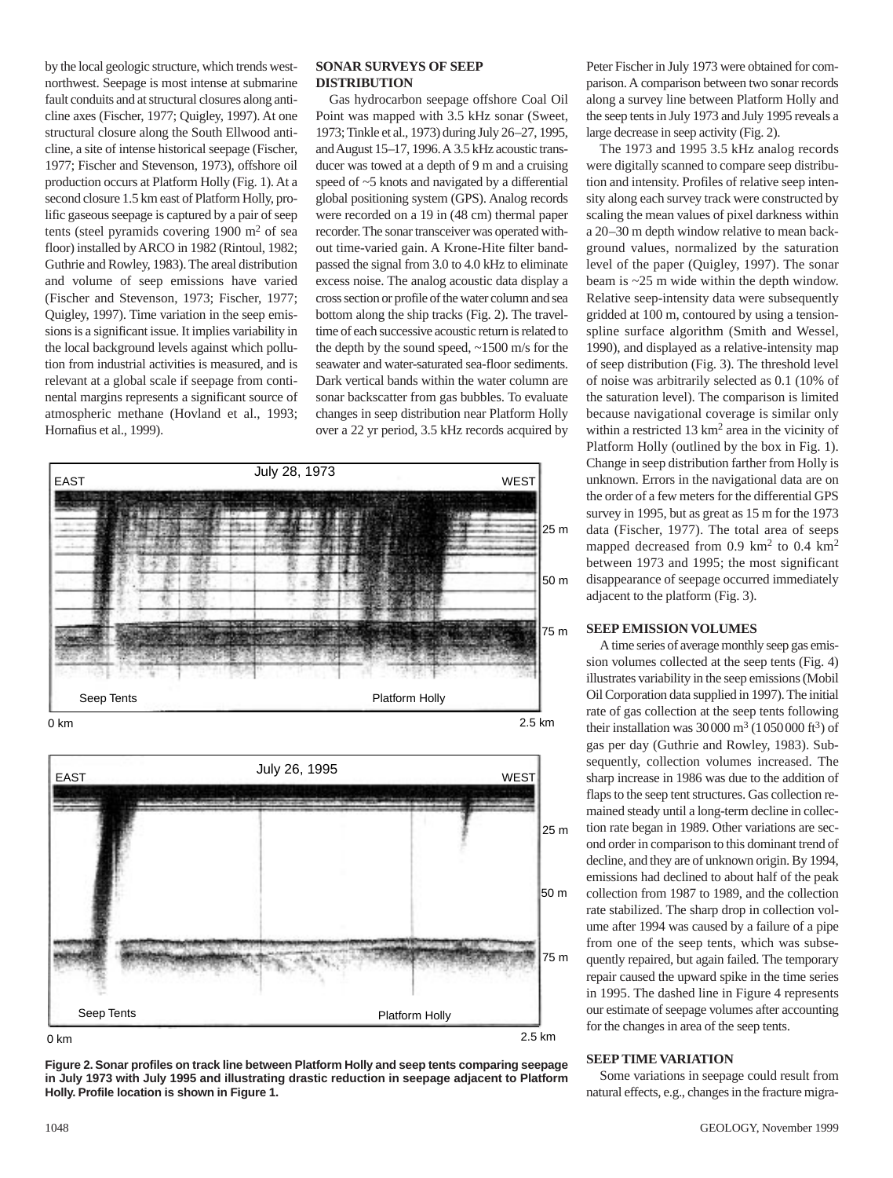by the local geologic structure, which trends west-northwest. Seepage is most intense at submarine fault conduits and at structural closures along anticline axes (Fischer, 1977; Quigley, 1997). At one structural closure along the South Ellwood anticline, a site of intense historical seepage (Fischer, 1977; Fischer and Stevenson, 1973), offshore oil production occurs at Platform Holly (Fig. 1). At a second closure 1.5 km east of Platform Holly, prolific gaseous seepage is captured by a pair of seep tents (steel pyramids covering 1900 $m^2$ of sea floor) installed by ARCO in 1982 (Rintoul, 1982; Guthrie and Rowley, 1983). The areal distribution and volume of seep emissions have varied (Fischer and Stevenson, 1973; Fischer, 1977; Quigley, 1997). Time variation in the seep emissions is a significant issue. It implies variability in the local background levels against which pollution from industrial activities is measured, and is relevant at a global scale if seepage from continental margins represents a significant source of atmospheric methane (Hovland et al., 1993; Hornafius et al., 1999).

## SONAR SURVEYS OF SEEP DISTRIBUTION

Gas hydrocarbon seepage offshore Coal Oil Point was mapped with 3.5 kHz sonar (Sweet, 1973; Tinkle et al., 1973) during July 26–27, 1995, and August 15–17, 1996. A 3.5 kHz acoustic transducer was towed at a depth of 9 m and a cruising speed of ~5 knots and navigated by a differential global positioning system (GPS). Analog records were recorded on a 19 in (48 cm) thermal paper recorder. The sonar transceiver was operated without time-varied gain. A Krone-Hite filter band-passed the signal from 3.0 to 4.0 kHz to eliminate excess noise. The analog acoustic data display a cross section or profile of the water column and sea bottom along the ship tracks (Fig. 2). The travel-time of each successive acoustic return is related to the depth by the sound speed, ~1500 m/s for the seawater and water-saturated sea-floor sediments. Dark vertical bands within the water column are sonar backscatter from gas bubbles. To evaluate changes in seep distribution near Platform Holly over a 22 yr period, 3.5 kHz records acquired by Peter Fischer in July 1973 were obtained for comparison. A comparison between two sonar records along a survey line between Platform Holly and the seep tents in July 1973 and July 1995 reveals a large decrease in seep activity (Fig. 2).

The 1973 and 1995 3.5 kHz analog records were digitally scanned to compare seep distribution and intensity. Profiles of relative seep intensity along each survey track were constructed by scaling the mean values of pixel darkness within a 20–30 m depth window relative to mean background values, normalized by the saturation level of the paper (Quigley, 1997). The sonar beam is ~25 m wide within the depth window. Relative seep-intensity data were subsequently gridded at 100 m, contoured by using a tension-spline surface algorithm (Smith and Wessel, 1990), and displayed as a relative-intensity map of seep distribution (Fig. 3). The threshold level of noise was arbitrarily selected as 0.1 (10% of the saturation level). The comparison is limited because navigational coverage is similar only within a restricted 13 $km^2$ area in the vicinity of Platform Holly (outlined by the box in Fig. 1). Change in seep distribution farther from Holly is unknown. Errors in the navigational data are on the order of a few meters for the differential GPS survey in 1995, but as great as 15 m for the 1973 data (Fischer, 1977). The total area of seeps mapped decreased from 0.9 $km^2$ to 0.4 $km^2$ between 1973 and 1995; the most significant disappearance of seepage occurred immediately adjacent to the platform (Fig. 3).

**Figure 2. Sonar profiles on track line between Platform Holly and seep tents comparing seepage in July 1973 with July 1995 and illustrating drastic reduction in seepage adjacent to Platform Holly. Profile location is shown in Figure 1.**

## SEEP EMISSION VOLUMES

A time series of average monthly seep gas emission volumes collected at the seep tents (Fig. 4) illustrates variability in the seep emissions (Mobil Oil Corporation data supplied in 1997). The initial rate of gas collection at the seep tents following their installation was 30 000 $m^3$ (1 050 000 $ft^3$) of gas per day (Guthrie and Rowley, 1983). Subsequently, collection volumes increased. The sharp increase in 1986 was due to the addition of flaps to the seep tent structures. Gas collection remained steady until a long-term decline in collection rate began in 1989. Other variations are second order in comparison to this dominant trend of decline, and they are of unknown origin. By 1994, emissions had declined to about half of the peak collection from 1987 to 1989, and the collection rate stabilized. The sharp drop in collection volume after 1994 was caused by a failure of a pipe from one of the seep tents, which was subsequently repaired, but again failed. The temporary repair caused the upward spike in the time series in 1995. The dashed line in Figure 4 represents our estimate of seepage volumes after accounting for the changes in area of the seep tents.

## SEEP TIME VARIATION

Some variations in seepage could result from natural effects, e.g., changes in the fracture migra-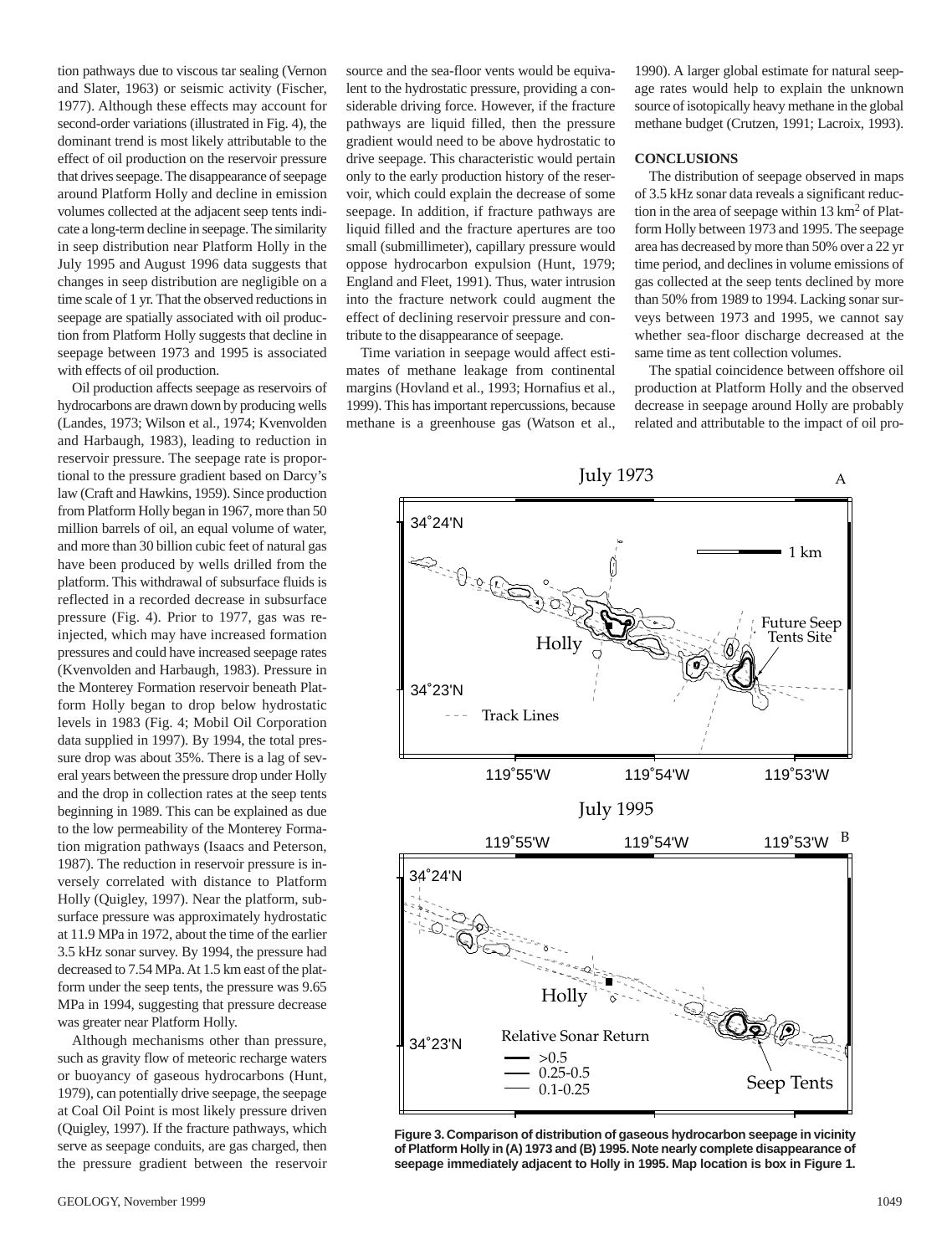tion pathways due to viscous tar sealing (Vernon and Slater, 1963) or seismic activity (Fischer, 1977). Although these effects may account for second-order variations (illustrated in Fig. 4), the dominant trend is most likely attributable to the effect of oil production on the reservoir pressure that drives seepage. The disappearance of seepage around Platform Holly and decline in emission volumes collected at the adjacent seep tents indicate a long-term decline in seepage. The similarity in seep distribution near Platform Holly in the July 1995 and August 1996 data suggests that changes in seep distribution are negligible on a time scale of 1 yr. That the observed reductions in seepage are spatially associated with oil production from Platform Holly suggests that decline in seepage between 1973 and 1995 is associated with effects of oil production.

Oil production affects seepage as reservoirs of hydrocarbons are drawn down by producing wells (Landes, 1973; Wilson et al., 1974; Kvenvolden and Harbaugh, 1983), leading to reduction in reservoir pressure. The seepage rate is proportional to the pressure gradient based on Darcy's law (Craft and Hawkins, 1959). Since production from Platform Holly began in 1967, more than 50 million barrels of oil, an equal volume of water, and more than 30 billion cubic feet of natural gas have been produced by wells drilled from the platform. This withdrawal of subsurface fluids is reflected in a recorded decrease in subsurface pressure (Fig. 4). Prior to 1977, gas was reinjected, which may have increased formation pressures and could have increased seepage rates (Kvenvolden and Harbaugh, 1983). Pressure in the Monterey Formation reservoir beneath Platform Holly began to drop below hydrostatic levels in 1983 (Fig. 4; Mobil Oil Corporation data supplied in 1997). By 1994, the total pressure drop was about 35%. There is a lag of several years between the pressure drop under Holly and the drop in collection rates at the seep tents beginning in 1989. This can be explained as due to the low permeability of the Monterey Formation migration pathways (Isaacs and Peterson, 1987). The reduction in reservoir pressure is inversely correlated with distance to Platform Holly (Quigley, 1997). Near the platform, subsurface pressure was approximately hydrostatic at 11.9 MPa in 1972, about the time of the earlier 3.5 kHz sonar survey. By 1994, the pressure had decreased to 7.54 MPa. At 1.5 km east of the platform under the seep tents, the pressure was 9.65 MPa in 1994, suggesting that pressure decrease was greater near Platform Holly.

Although mechanisms other than pressure, such as gravity flow of meteoric recharge waters or buoyancy of gaseous hydrocarbons (Hunt, 1979), can potentially drive seepage, the seepage at Coal Oil Point is most likely pressure driven (Quigley, 1997). If the fracture pathways, which serve as seepage conduits, are gas charged, then the pressure gradient between the reservoir source and the sea-floor vents would be equivalent to the hydrostatic pressure, providing a considerable driving force. However, if the fracture pathways are liquid filled, then the pressure gradient would need to be above hydrostatic to drive seepage. This characteristic would pertain only to the early production history of the reservoir, which could explain the decrease of some seepage. In addition, if fracture pathways are liquid filled and the fracture apertures are too small (submillimeter), capillary pressure would oppose hydrocarbon expulsion (Hunt, 1979; England and Fleet, 1991). Thus, water intrusion into the fracture network could augment the effect of declining reservoir pressure and contribute to the disappearance of seepage.

Time variation in seepage would affect estimates of methane leakage from continental margins (Hovland et al., 1993; Hornafius et al., 1999). This has important repercussions, because methane is a greenhouse gas (Watson et al., 1990). A larger global estimate for natural seepage rates would help to explain the unknown source of isotopically heavy methane in the global methane budget (Crutzen, 1991; Lacroix, 1993).

## CONCLUSIONS

The distribution of seepage observed in maps of 3.5 kHz sonar data reveals a significant reduction in the area of seepage within 13 km$^2$ of Platform Holly between 1973 and 1995. The seepage area has decreased by more than 50% over a 22 yr time period, and declines in volume emissions of gas collected at the seep tents declined by more than 50% from 1989 to 1994. Lacking sonar surveys between 1973 and 1995, we cannot say whether sea-floor discharge decreased at the same time as tent collection volumes.

The spatial coincidence between offshore oil production at Platform Holly and the observed decrease in seepage around Holly are probably related and attributable to the impact of oil pro-

**Figure 3. Comparison of distribution of gaseous hydrocarbon seepage in vicinity of Platform Holly in (A) 1973 and (B) 1995. Note nearly complete disappearance of seepage immediately adjacent to Holly in 1995. Map location is box in Figure 1.**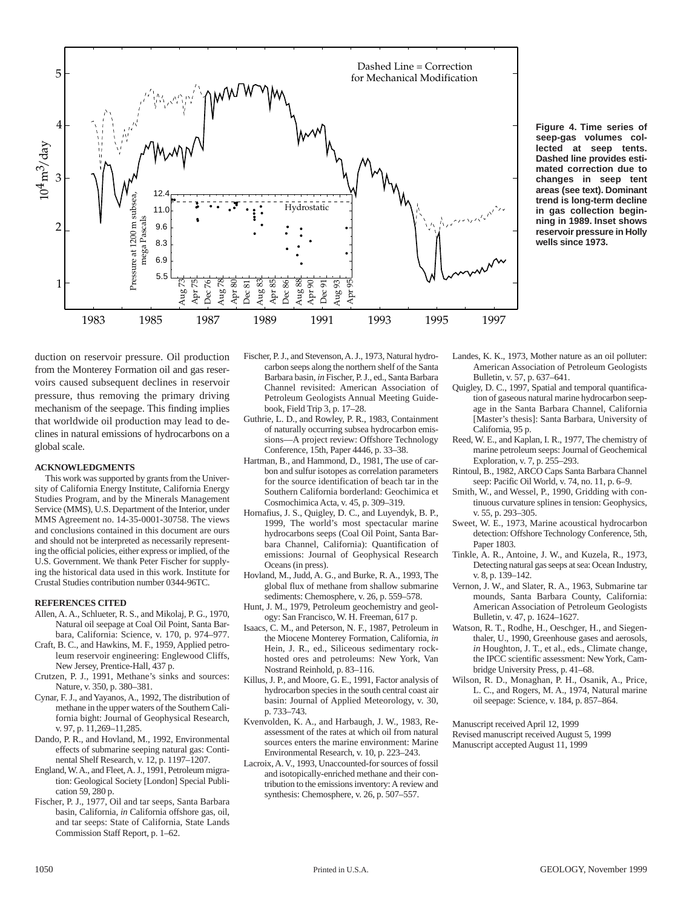Dashed Line = Correction for Mechanical Modification

$10^4 m^3/day$

5
4
3
2
1

1983 1985 1987 1989 1991 1993 1995 1997

Pressure at 1200 m subsea, mega Pascals

12.4
11.0
9.6
8.3
6.9
5.5

Hydrostatic

Aug 73 Apr 75 Dec 76 Aug 78 Apr 80 Dec 81 Aug 83 Apr 85 Dec 86 Aug 88 Apr 90 Dec 91 Aug 93 Apr 95

**Figure 4. Time series of seep-gas volumes collected at seep tents. Dashed line provides estimated correction due to changes in seep tent areas (see text). Dominant trend is long-term decline in gas collection beginning in 1989. Inset shows reservoir pressure in Holly wells since 1973.**

duction on reservoir pressure. Oil production from the Monterey Formation oil and gas reservoirs caused subsequent declines in reservoir pressure, thus removing the primary driving mechanism of the seepage. This finding implies that worldwide oil production may lead to declines in natural emissions of hydrocarbons on a global scale.

## ACKNOWLEDGMENTS

This work was supported by grants from the University of California Energy Institute, California Energy Studies Program, and by the Minerals Management Service (MMS), U.S. Department of the Interior, under MMS Agreement no. 14-35-0001-30758. The views and conclusions contained in this document are ours and should not be interpreted as necessarily representing the official policies, either express or implied, of the U.S. Government. We thank Peter Fischer for supplying the historical data used in this work. Institute for Crustal Studies contribution number 0344-96TC.

## REFERENCES CITED

Allen, A. A., Schlueter, R. S., and Mikolaj, P. G., 1970, Natural oil seepage at Coal Oil Point, Santa Barbara, California: Science, v. 170, p. 974–977.

Craft, B. C., and Hawkins, M. F., 1959, Applied petroleum reservoir engineering: Englewood Cliffs, New Jersey, Prentice-Hall, 437 p.

Crutzen, P. J., 1991, Methane's sinks and sources: Nature, v. 350, p. 380–381.

Cynar, F. J., and Yayanos, A., 1992, The distribution of methane in the upper waters of the Southern California bight: Journal of Geophysical Research, v. 97, p. 11,269–11,285.

Dando, P. R., and Hovland, M., 1992, Environmental effects of submarine seeping natural gas: Continental Shelf Research, v. 12, p. 1197–1207.

England, W. A., and Fleet, A. J., 1991, Petroleum migration: Geological Society [London] Special Publication 59, 280 p.

Fischer, P. J., 1977, Oil and tar seeps, Santa Barbara basin, California, *in* California offshore gas, oil, and tar seeps: State of California, State Lands Commission Staff Report, p. 1–62.

Fischer, P. J., and Stevenson, A. J., 1973, Natural hydrocarbon seeps along the northern shelf of the Santa Barbara basin, *in* Fischer, P. J., ed., Santa Barbara Channel revisited: American Association of Petroleum Geologists Annual Meeting Guidebook, Field Trip 3, p. 17–28.

Guthrie, L. D., and Rowley, P. R., 1983, Containment of naturally occurring subsea hydrocarbon emissions—A project review: Offshore Technology Conference, 15th, Paper 4446, p. 33–38.

Hartman, B., and Hammond, D., 1981, The use of carbon and sulfur isotopes as correlation parameters for the source identification of beach tar in the Southern California borderland: Geochimica et Cosmochimica Acta, v. 45, p. 309–319.

Hornafius, J. S., Quigley, D. C., and Luyendyk, B. P., 1999, The world's most spectacular marine hydrocarbons seeps (Coal Oil Point, Santa Barbara Channel, California): Quantification of emissions: Journal of Geophysical Research Oceans (in press).

Hovland, M., Judd, A. G., and Burke, R. A., 1993, The global flux of methane from shallow submarine sediments: Chemosphere, v. 26, p. 559–578.

Hunt, J. M., 1979, Petroleum geochemistry and geology: San Francisco, W. H. Freeman, 617 p.

Isaacs, C. M., and Peterson, N. F., 1987, Petroleum in the Miocene Monterey Formation, California, *in* Hein, J. R., ed., Siliceous sedimentary rock-hosted ores and petroleums: New York, Van Nostrand Reinhold, p. 83–116.

Killus, J. P., and Moore, G. E., 1991, Factor analysis of hydrocarbon species in the south central coast air basin: Journal of Applied Meteorology, v. 30, p. 733–743.

Kvenvolden, K. A., and Harbaugh, J. W., 1983, Reassessment of the rates at which oil from natural sources enters the marine environment: Marine Environmental Research, v. 10, p. 223–243.

Lacroix, A. V., 1993, Unaccounted-for sources of fossil and isotopically-enriched methane and their contribution to the emissions inventory: A review and synthesis: Chemosphere, v. 26, p. 507–557.

Landes, K. K., 1973, Mother nature as an oil polluter: American Association of Petroleum Geologists Bulletin, v. 57, p. 637–641.

Quigley, D. C., 1997, Spatial and temporal quantification of gaseous natural marine hydrocarbon seepage in the Santa Barbara Channel, California [Master's thesis]: Santa Barbara, University of California, 95 p.

Reed, W. E., and Kaplan, I. R., 1977, The chemistry of marine petroleum seeps: Journal of Geochemical Exploration, v. 7, p. 255–293.

Rintoul, B., 1982, ARCO Caps Santa Barbara Channel seep: Pacific Oil World, v. 74, no. 11, p. 6–9.

Smith, W., and Wessel, P., 1990, Gridding with continuous curvature splines in tension: Geophysics, v. 55, p. 293–305.

Sweet, W. E., 1973, Marine acoustical hydrocarbon detection: Offshore Technology Conference, 5th, Paper 1803.

Tinkle, A. R., Antoine, J. W., and Kuzela, R., 1973, Detecting natural gas seeps at sea: Ocean Industry, v. 8, p. 139–142.

Vernon, J. W., and Slater, R. A., 1963, Submarine tar mounds, Santa Barbara County, California: American Association of Petroleum Geologists Bulletin, v. 47, p. 1624–1627.

Watson, R. T., Rodhe, H., Oeschger, H., and Siegenthaler, U., 1990, Greenhouse gases and aerosols, *in* Houghton, J. T., et al., eds., Climate change, the IPCC scientific assessment: New York, Cambridge University Press, p. 41–68.

Wilson, R. D., Monaghan, P. H., Osanik, A., Price, L. C., and Rogers, M. A., 1974, Natural marine oil seepage: Science, v. 184, p. 857–864.

Manuscript received April 12, 1999
Revised manuscript received August 5, 1999
Manuscript accepted August 11, 1999